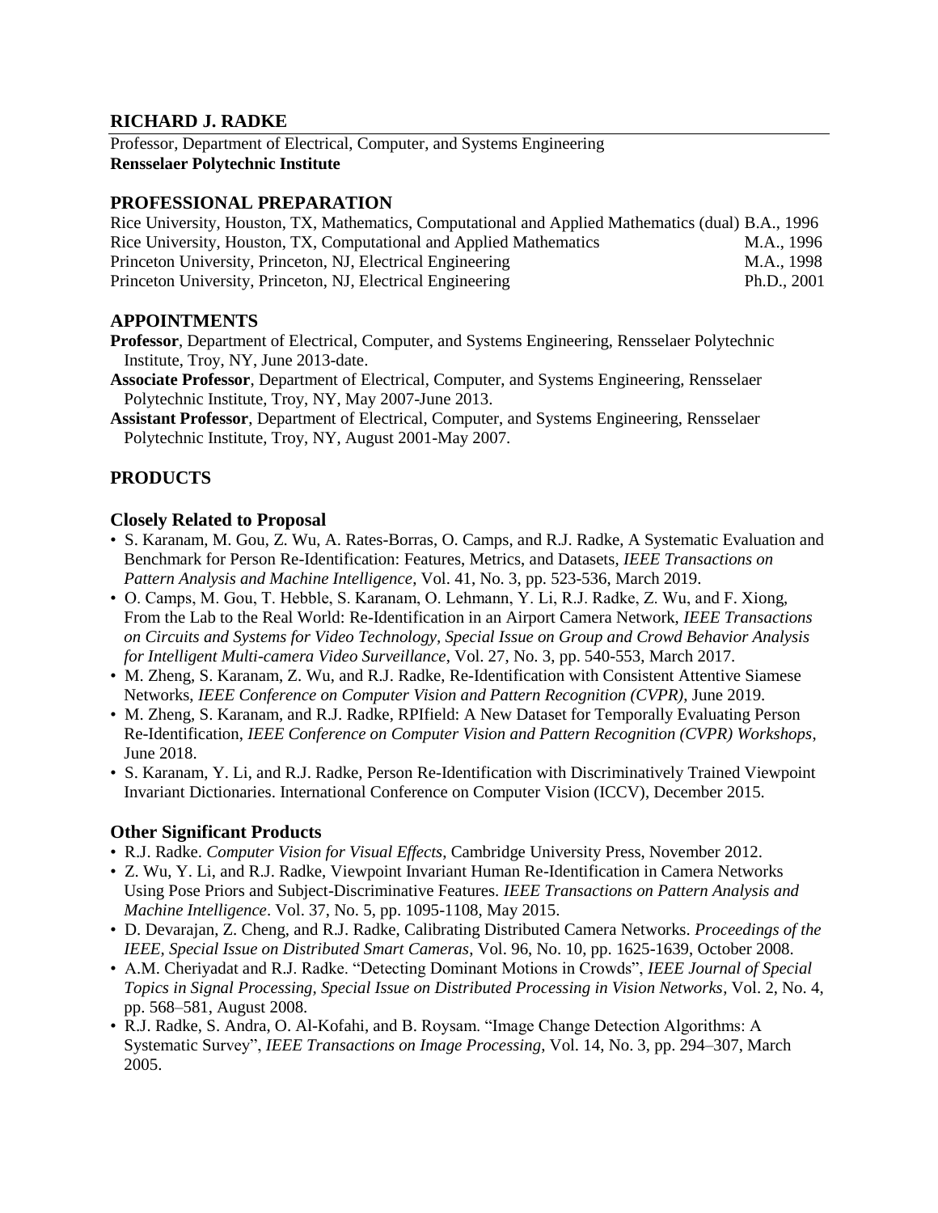## RICHARD J. RADKE

Professor, Department of Electrical, Computer, and Systems Engineering
**Rensselaer Polytechnic Institute**

### PROFESSIONAL PREPARATION

| | |
|---|---|
| Rice University, Houston, TX, Mathematics, Computational and Applied Mathematics (dual) | B.A., 1996 |
| Rice University, Houston, TX, Computational and Applied Mathematics | M.A., 1996 |
| Princeton University, Princeton, NJ, Electrical Engineering | M.A., 1998 |
| Princeton University, Princeton, NJ, Electrical Engineering | Ph.D., 2001 |

### APPOINTMENTS

**Professor**, Department of Electrical, Computer, and Systems Engineering, Rensselaer Polytechnic Institute, Troy, NY, June 2013-date.

**Associate Professor**, Department of Electrical, Computer, and Systems Engineering, Rensselaer Polytechnic Institute, Troy, NY, May 2007-June 2013.

**Assistant Professor**, Department of Electrical, Computer, and Systems Engineering, Rensselaer Polytechnic Institute, Troy, NY, August 2001-May 2007.

### PRODUCTS

#### Closely Related to Proposal

- S. Karanam, M. Gou, Z. Wu, A. Rates-Borras, O. Camps, and R.J. Radke, A Systematic Evaluation and Benchmark for Person Re-Identification: Features, Metrics, and Datasets, *IEEE Transactions on Pattern Analysis and Machine Intelligence*, Vol. 41, No. 3, pp. 523-536, March 2019.
- O. Camps, M. Gou, T. Hebble, S. Karanam, O. Lehmann, Y. Li, R.J. Radke, Z. Wu, and F. Xiong, From the Lab to the Real World: Re-Identification in an Airport Camera Network, *IEEE Transactions on Circuits and Systems for Video Technology, Special Issue on Group and Crowd Behavior Analysis for Intelligent Multi-camera Video Surveillance*, Vol. 27, No. 3, pp. 540-553, March 2017.
- M. Zheng, S. Karanam, Z. Wu, and R.J. Radke, Re-Identification with Consistent Attentive Siamese Networks, *IEEE Conference on Computer Vision and Pattern Recognition (CVPR)*, June 2019.
- M. Zheng, S. Karanam, and R.J. Radke, RPIfield: A New Dataset for Temporally Evaluating Person Re-Identification, *IEEE Conference on Computer Vision and Pattern Recognition (CVPR) Workshops*, June 2018.
- S. Karanam, Y. Li, and R.J. Radke, Person Re-Identification with Discriminatively Trained Viewpoint Invariant Dictionaries. International Conference on Computer Vision (ICCV), December 2015.

#### Other Significant Products

- R.J. Radke. *Computer Vision for Visual Effects*, Cambridge University Press, November 2012.
- Z. Wu, Y. Li, and R.J. Radke, Viewpoint Invariant Human Re-Identification in Camera Networks Using Pose Priors and Subject-Discriminative Features. *IEEE Transactions on Pattern Analysis and Machine Intelligence*. Vol. 37, No. 5, pp. 1095-1108, May 2015.
- D. Devarajan, Z. Cheng, and R.J. Radke, Calibrating Distributed Camera Networks. *Proceedings of the IEEE, Special Issue on Distributed Smart Cameras*, Vol. 96, No. 10, pp. 1625-1639, October 2008.
- A.M. Cheriyadat and R.J. Radke. "Detecting Dominant Motions in Crowds", *IEEE Journal of Special Topics in Signal Processing, Special Issue on Distributed Processing in Vision Networks*, Vol. 2, No. 4, pp. 568–581, August 2008.
- R.J. Radke, S. Andra, O. Al-Kofahi, and B. Roysam. "Image Change Detection Algorithms: A Systematic Survey", *IEEE Transactions on Image Processing*, Vol. 14, No. 3, pp. 294–307, March 2005.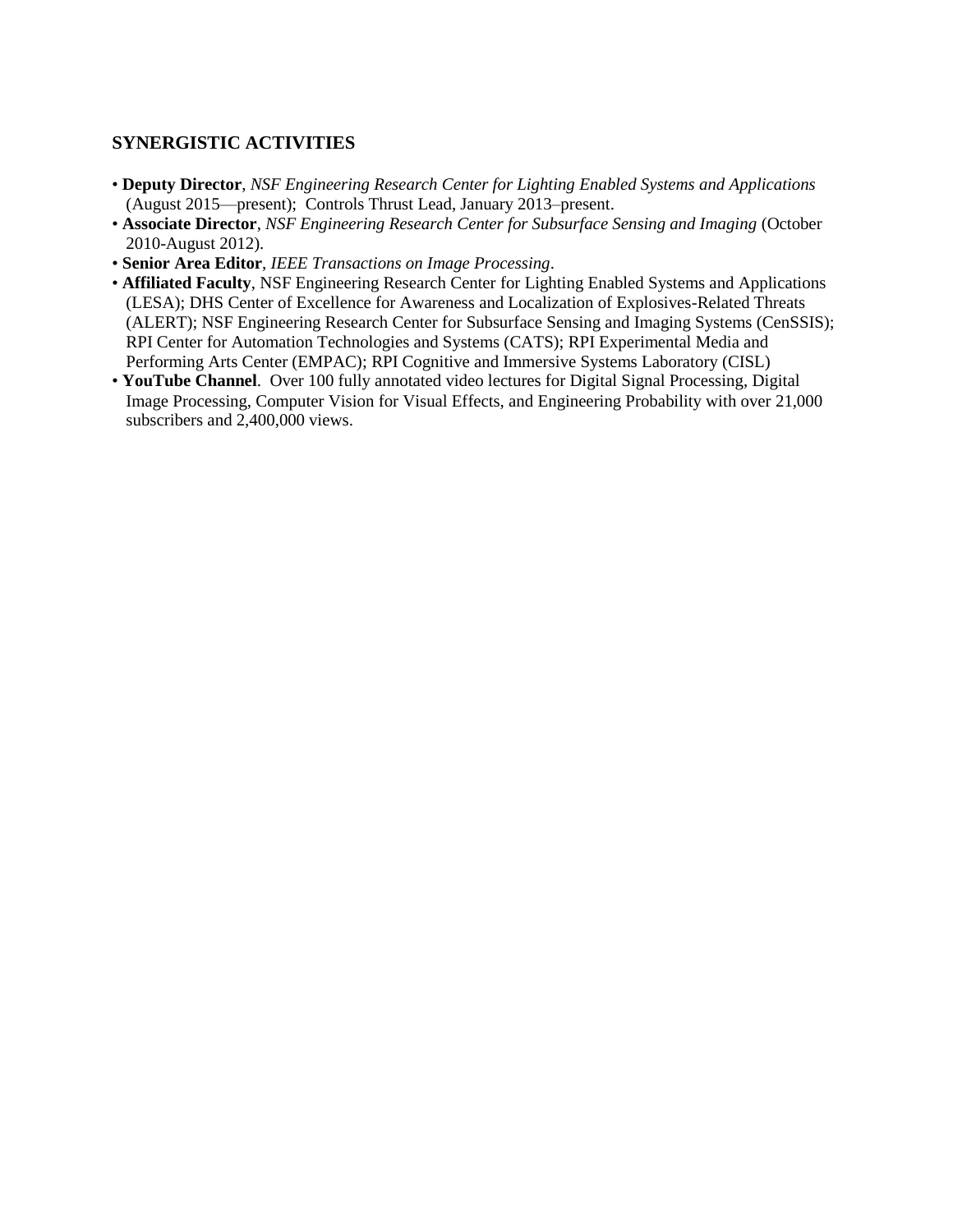## SYNERGISTIC ACTIVITIES

- **Deputy Director**, *NSF Engineering Research Center for Lighting Enabled Systems and Applications* (August 2015—present); Controls Thrust Lead, January 2013–present.
- **Associate Director**, *NSF Engineering Research Center for Subsurface Sensing and Imaging* (October 2010-August 2012).
- **Senior Area Editor**, *IEEE Transactions on Image Processing*.
- **Affiliated Faculty**, NSF Engineering Research Center for Lighting Enabled Systems and Applications (LESA); DHS Center of Excellence for Awareness and Localization of Explosives-Related Threats (ALERT); NSF Engineering Research Center for Subsurface Sensing and Imaging Systems (CenSSIS); RPI Center for Automation Technologies and Systems (CATS); RPI Experimental Media and Performing Arts Center (EMPAC); RPI Cognitive and Immersive Systems Laboratory (CISL)
- **YouTube Channel**. Over 100 fully annotated video lectures for Digital Signal Processing, Digital Image Processing, Computer Vision for Visual Effects, and Engineering Probability with over 21,000 subscribers and 2,400,000 views.